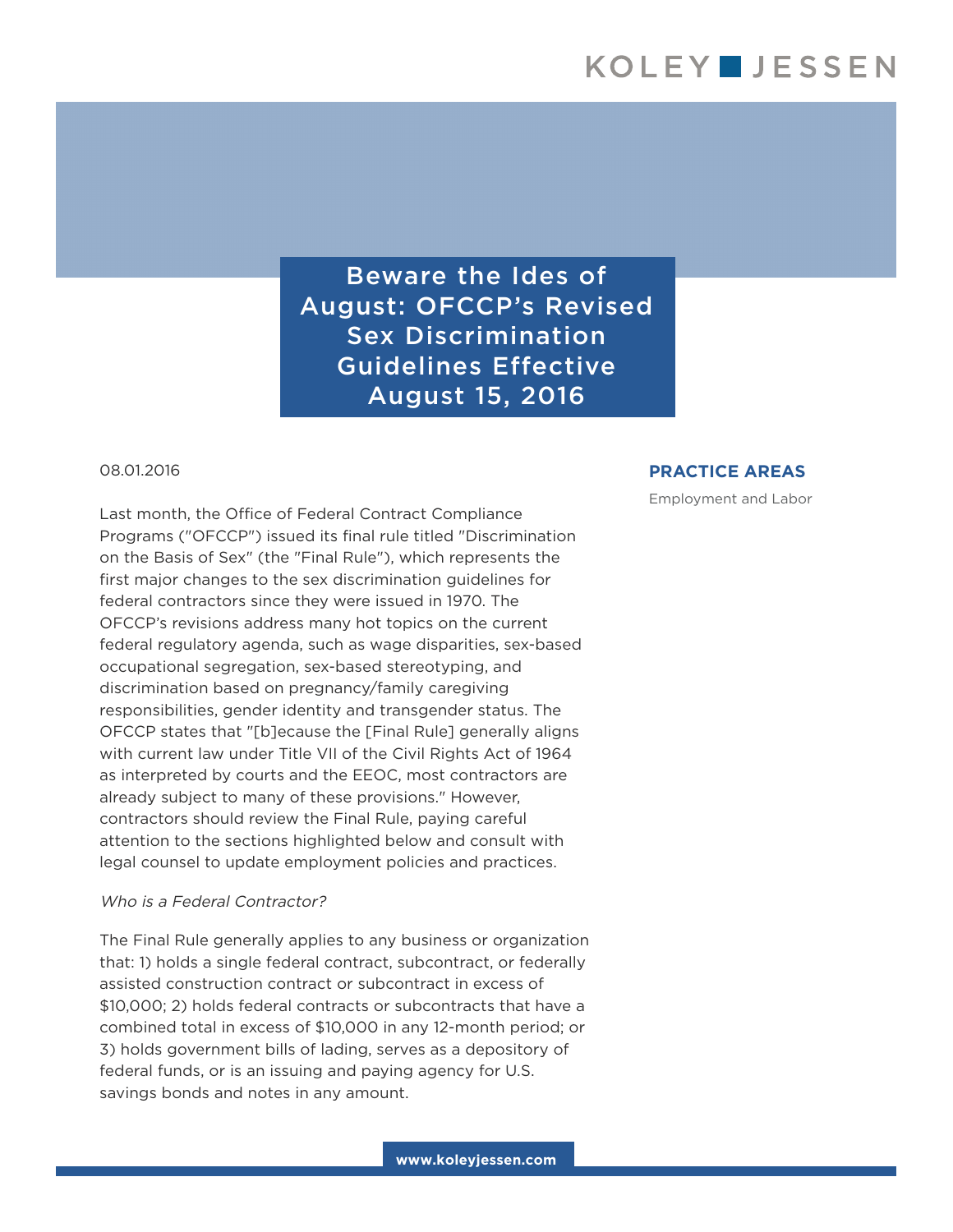# Beware the Ides of August: OFCCP's Revised Sex Discrimination Guidelines Effective August 15, 2016

08.01.2016

**PRACTICE AREAS**

Employment and Labor

Last month, the Office of Federal Contract Compliance Programs ("OFCCP") issued its final rule titled "Discrimination on the Basis of Sex" (the "Final Rule"), which represents the first major changes to the sex discrimination guidelines for federal contractors since they were issued in 1970. The OFCCP's revisions address many hot topics on the current federal regulatory agenda, such as wage disparities, sex-based occupational segregation, sex-based stereotyping, and discrimination based on pregnancy/family caregiving responsibilities, gender identity and transgender status. The OFCCP states that "[b]ecause the [Final Rule] generally aligns with current law under Title VII of the Civil Rights Act of 1964 as interpreted by courts and the EEOC, most contractors are already subject to many of these provisions." However, contractors should review the Final Rule, paying careful attention to the sections highlighted below and consult with legal counsel to update employment policies and practices.

*Who is a Federal Contractor?*

The Final Rule generally applies to any business or organization that: 1) holds a single federal contract, subcontract, or federally assisted construction contract or subcontract in excess of $10,000; 2) holds federal contracts or subcontracts that have a combined total in excess of $10,000 in any 12-month period; or 3) holds government bills of lading, serves as a depository of federal funds, or is an issuing and paying agency for U.S. savings bonds and notes in any amount.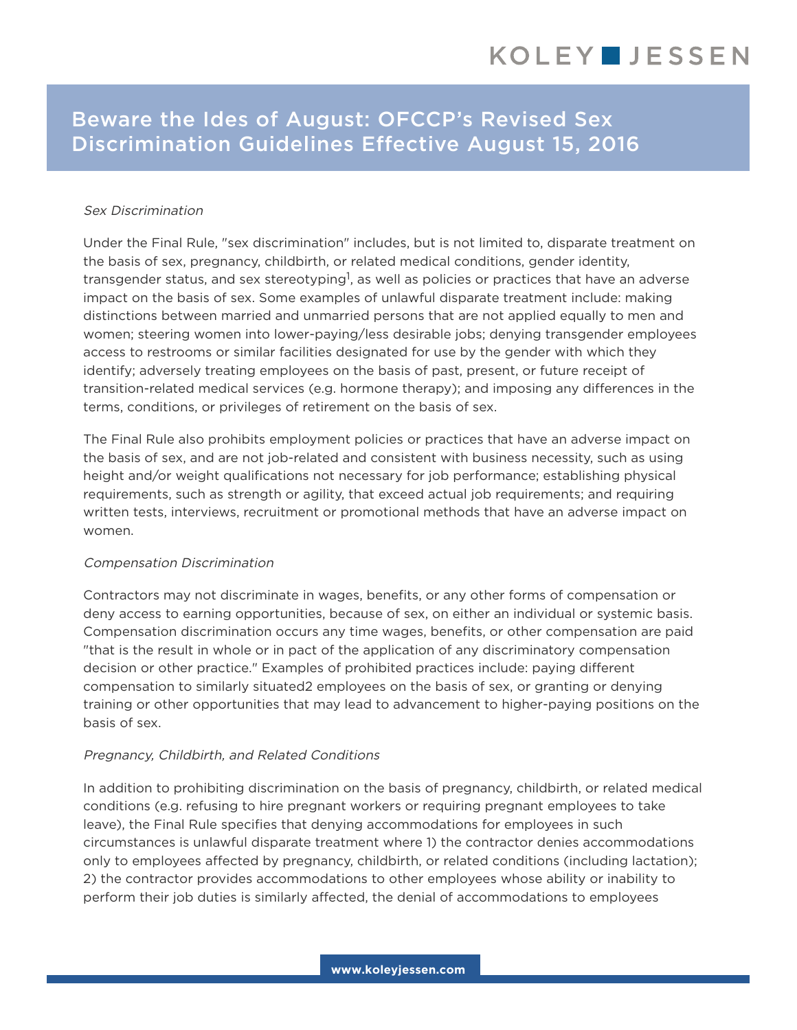# Beware the Ides of August: OFCCP's Revised Sex Discrimination Guidelines Effective August 15, 2016

*Sex Discrimination*

Under the Final Rule, "sex discrimination" includes, but is not limited to, disparate treatment on the basis of sex, pregnancy, childbirth, or related medical conditions, gender identity, transgender status, and sex stereotyping[1], as well as policies or practices that have an adverse impact on the basis of sex. Some examples of unlawful disparate treatment include: making distinctions between married and unmarried persons that are not applied equally to men and women; steering women into lower-paying/less desirable jobs; denying transgender employees access to restrooms or similar facilities designated for use by the gender with which they identify; adversely treating employees on the basis of past, present, or future receipt of transition-related medical services (e.g. hormone therapy); and imposing any differences in the terms, conditions, or privileges of retirement on the basis of sex.

The Final Rule also prohibits employment policies or practices that have an adverse impact on the basis of sex, and are not job-related and consistent with business necessity, such as using height and/or weight qualifications not necessary for job performance; establishing physical requirements, such as strength or agility, that exceed actual job requirements; and requiring written tests, interviews, recruitment or promotional methods that have an adverse impact on women.

*Compensation Discrimination*

Contractors may not discriminate in wages, benefits, or any other forms of compensation or deny access to earning opportunities, because of sex, on either an individual or systemic basis. Compensation discrimination occurs any time wages, benefits, or other compensation are paid "that is the result in whole or in pact of the application of any discriminatory compensation decision or other practice." Examples of prohibited practices include: paying different compensation to similarly situated2 employees on the basis of sex, or granting or denying training or other opportunities that may lead to advancement to higher-paying positions on the basis of sex.

*Pregnancy, Childbirth, and Related Conditions*

In addition to prohibiting discrimination on the basis of pregnancy, childbirth, or related medical conditions (e.g. refusing to hire pregnant workers or requiring pregnant employees to take leave), the Final Rule specifies that denying accommodations for employees in such circumstances is unlawful disparate treatment where 1) the contractor denies accommodations only to employees affected by pregnancy, childbirth, or related conditions (including lactation); 2) the contractor provides accommodations to other employees whose ability or inability to perform their job duties is similarly affected, the denial of accommodations to employees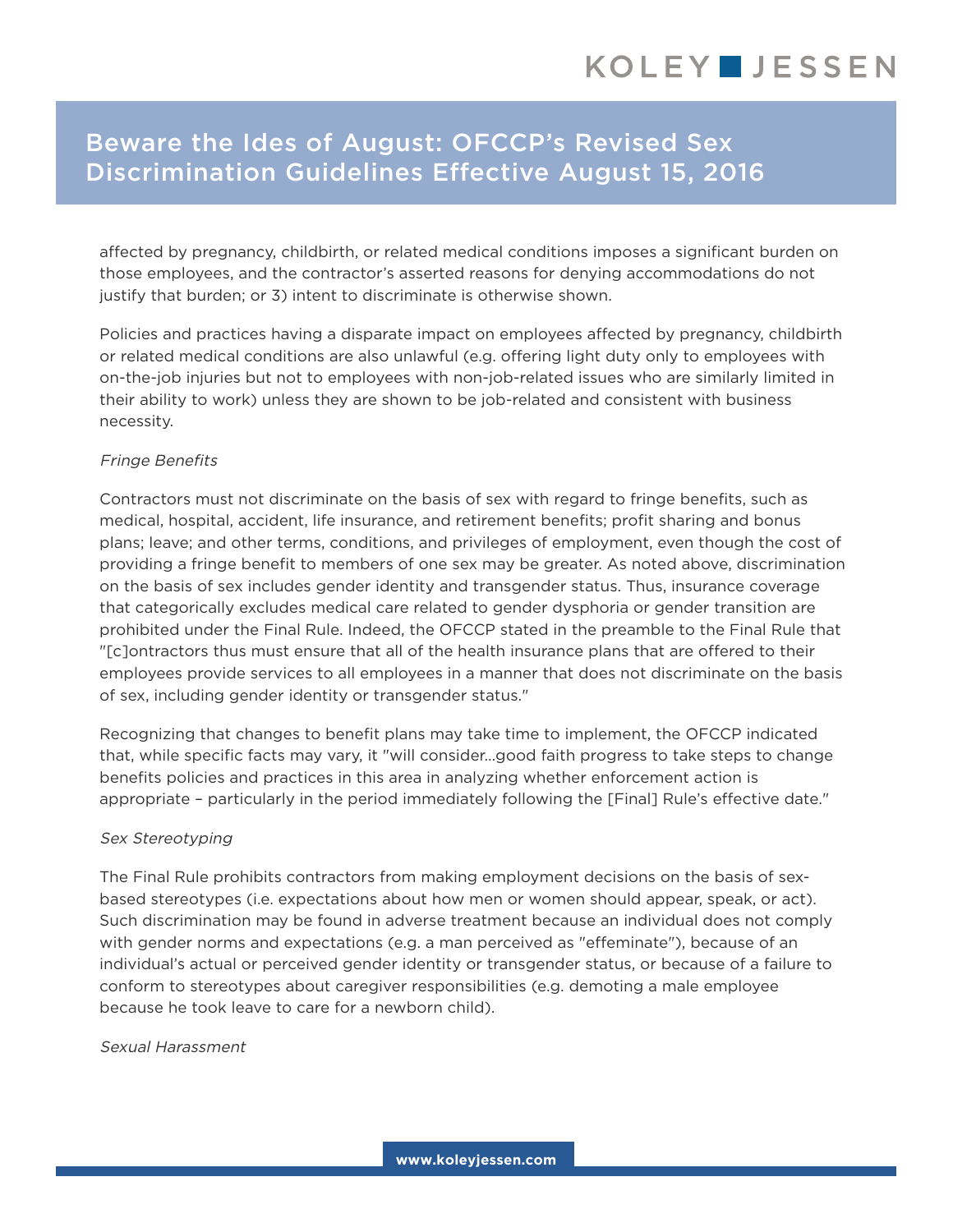affected by pregnancy, childbirth, or related medical conditions imposes a significant burden on those employees, and the contractor's asserted reasons for denying accommodations do not justify that burden; or 3) intent to discriminate is otherwise shown.

Policies and practices having a disparate impact on employees affected by pregnancy, childbirth or related medical conditions are also unlawful (e.g. offering light duty only to employees with on-the-job injuries but not to employees with non-job-related issues who are similarly limited in their ability to work) unless they are shown to be job-related and consistent with business necessity.

*Fringe Benefits*

Contractors must not discriminate on the basis of sex with regard to fringe benefits, such as medical, hospital, accident, life insurance, and retirement benefits; profit sharing and bonus plans; leave; and other terms, conditions, and privileges of employment, even though the cost of providing a fringe benefit to members of one sex may be greater. As noted above, discrimination on the basis of sex includes gender identity and transgender status. Thus, insurance coverage that categorically excludes medical care related to gender dysphoria or gender transition are prohibited under the Final Rule. Indeed, the OFCCP stated in the preamble to the Final Rule that "[c]ontractors thus must ensure that all of the health insurance plans that are offered to their employees provide services to all employees in a manner that does not discriminate on the basis of sex, including gender identity or transgender status."

Recognizing that changes to benefit plans may take time to implement, the OFCCP indicated that, while specific facts may vary, it "will consider…good faith progress to take steps to change benefits policies and practices in this area in analyzing whether enforcement action is appropriate – particularly in the period immediately following the [Final] Rule's effective date."

*Sex Stereotyping*

The Final Rule prohibits contractors from making employment decisions on the basis of sex-based stereotypes (i.e. expectations about how men or women should appear, speak, or act). Such discrimination may be found in adverse treatment because an individual does not comply with gender norms and expectations (e.g. a man perceived as "effeminate"), because of an individual's actual or perceived gender identity or transgender status, or because of a failure to conform to stereotypes about caregiver responsibilities (e.g. demoting a male employee because he took leave to care for a newborn child).

*Sexual Harassment*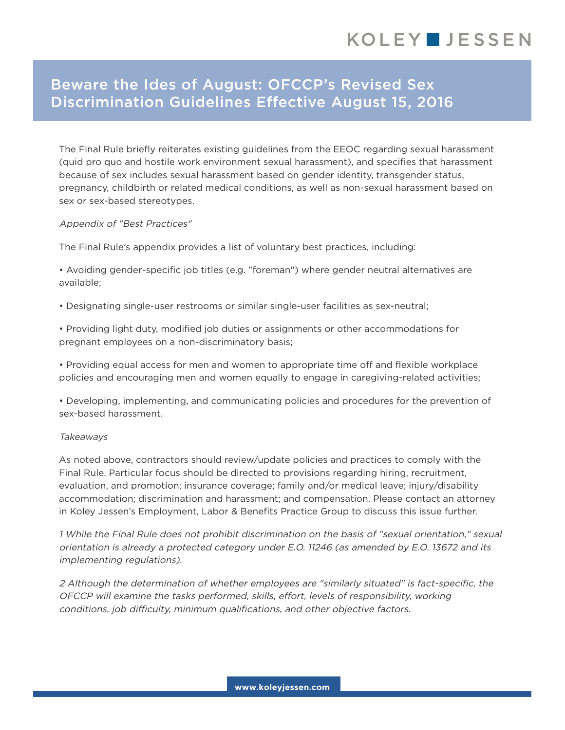# Beware the Ides of August: OFCCP's Revised Sex Discrimination Guidelines Effective August 15, 2016

The Final Rule briefly reiterates existing guidelines from the EEOC regarding sexual harassment (quid pro quo and hostile work environment sexual harassment), and specifies that harassment because of sex includes sexual harassment based on gender identity, transgender status, pregnancy, childbirth or related medical conditions, as well as non-sexual harassment based on sex or sex-based stereotypes.

*Appendix of "Best Practices"*

The Final Rule's appendix provides a list of voluntary best practices, including:

- Avoiding gender-specific job titles (e.g. "foreman") where gender neutral alternatives are available;
- Designating single-user restrooms or similar single-user facilities as sex-neutral;
- Providing light duty, modified job duties or assignments or other accommodations for pregnant employees on a non-discriminatory basis;
- Providing equal access for men and women to appropriate time off and flexible workplace policies and encouraging men and women equally to engage in caregiving-related activities;
- Developing, implementing, and communicating policies and procedures for the prevention of sex-based harassment.

*Takeaways*

As noted above, contractors should review/update policies and practices to comply with the Final Rule. Particular focus should be directed to provisions regarding hiring, recruitment, evaluation, and promotion; insurance coverage; family and/or medical leave; injury/disability accommodation; discrimination and harassment; and compensation. Please contact an attorney in Koley Jessen's Employment, Labor & Benefits Practice Group to discuss this issue further.

*1 While the Final Rule does not prohibit discrimination on the basis of "sexual orientation," sexual orientation is already a protected category under E.O. 11246 (as amended by E.O. 13672 and its implementing regulations).*

*2 Although the determination of whether employees are "similarly situated" is fact-specific, the OFCCP will examine the tasks performed, skills, effort, levels of responsibility, working conditions, job difficulty, minimum qualifications, and other objective factors.*